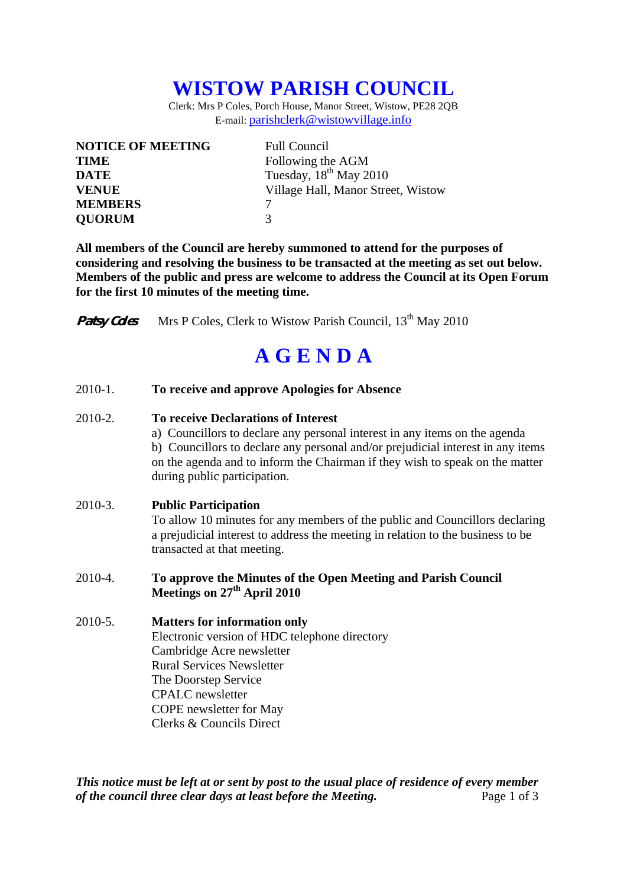# WISTOW PARISH COUNCIL

Clerk: Mrs P Coles, Porch House, Manor Street, Wistow, PE28 2QB
E-mail: parishclerk@wistowvillage.info

| | |
|---|---|
| **NOTICE OF MEETING** | Full Council |
| **TIME** | Following the AGM |
| **DATE** | Tuesday, 18th May 2010 |
| **VENUE** | Village Hall, Manor Street, Wistow |
| **MEMBERS** | 7 |
| **QUORUM** | 3 |

**All members of the Council are hereby summoned to attend for the purposes of considering and resolving the business to be transacted at the meeting as set out below. Members of the public and press are welcome to address the Council at its Open Forum for the first 10 minutes of the meeting time.**

*Patsy Coles* Mrs P Coles, Clerk to Wistow Parish Council, 13th May 2010

# A G E N D A

2010-1. **To receive and approve Apologies for Absence**

2010-2. **To receive Declarations of Interest**
a) Councillors to declare any personal interest in any items on the agenda
b) Councillors to declare any personal and/or prejudicial interest in any items on the agenda and to inform the Chairman if they wish to speak on the matter during public participation.

2010-3. **Public Participation**
To allow 10 minutes for any members of the public and Councillors declaring a prejudicial interest to address the meeting in relation to the business to be transacted at that meeting.

2010-4. **To approve the Minutes of the Open Meeting and Parish Council Meetings on 27th April 2010**

2010-5. **Matters for information only**
Electronic version of HDC telephone directory
Cambridge Acre newsletter
Rural Services Newsletter
The Doorstep Service
CPALC newsletter
COPE newsletter for May
Clerks & Councils Direct

***This notice must be left at or sent by post to the usual place of residence of every member of the council three clear days at least before the Meeting.***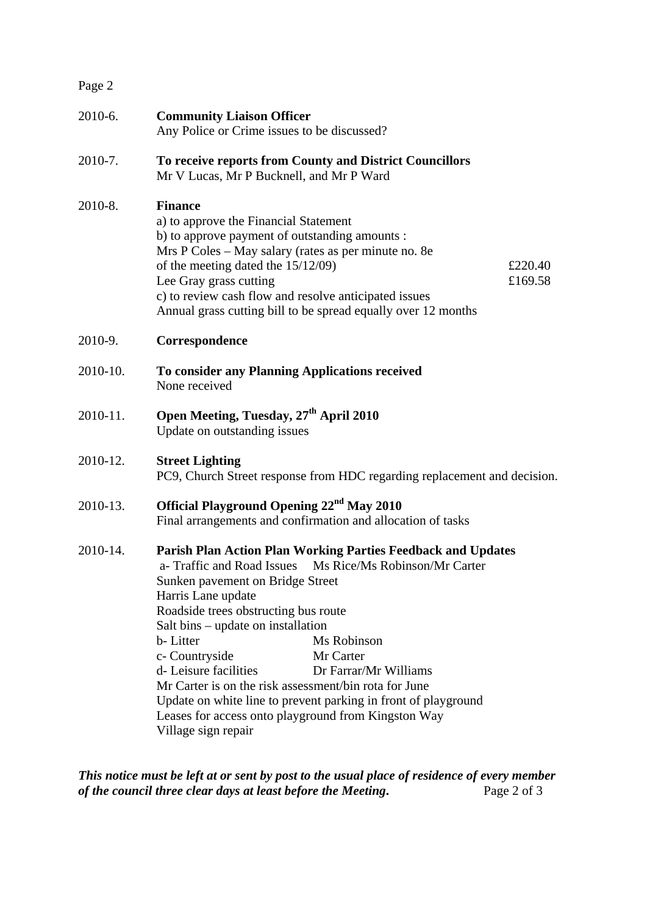**2010-6. Community Liaison Officer**
Any Police or Crime issues to be discussed?

**2010-7. To receive reports from County and District Councillors**
Mr V Lucas, Mr P Bucknell, and Mr P Ward

**2010-8. Finance**
a) to approve the Financial Statement
b) to approve payment of outstanding amounts :
Mrs P Coles – May salary (rates as per minute no. 8e of the meeting dated the 15/12/09) £220.40
Lee Gray grass cutting £169.58
c) to review cash flow and resolve anticipated issues
Annual grass cutting bill to be spread equally over 12 months

**2010-9. Correspondence**

**2010-10. To consider any Planning Applications received**
None received

**2010-11. Open Meeting, Tuesday, 27th April 2010**
Update on outstanding issues

**2010-12. Street Lighting**
PC9, Church Street response from HDC regarding replacement and decision.

**2010-13. Official Playground Opening 22nd May 2010**
Final arrangements and confirmation and allocation of tasks

**2010-14. Parish Plan Action Plan Working Parties Feedback and Updates**
a- Traffic and Road Issues Ms Rice/Ms Robinson/Mr Carter
Sunken pavement on Bridge Street
Harris Lane update
Roadside trees obstructing bus route
Salt bins – update on installation
b- Litter Ms Robinson
c- Countryside Mr Carter
d- Leisure facilities Dr Farrar/Mr Williams
Mr Carter is on the risk assessment/bin rota for June
Update on white line to prevent parking in front of playground
Leases for access onto playground from Kingston Way
Village sign repair

***This notice must be left at or sent by post to the usual place of residence of every member of the council three clear days at least before the Meeting.***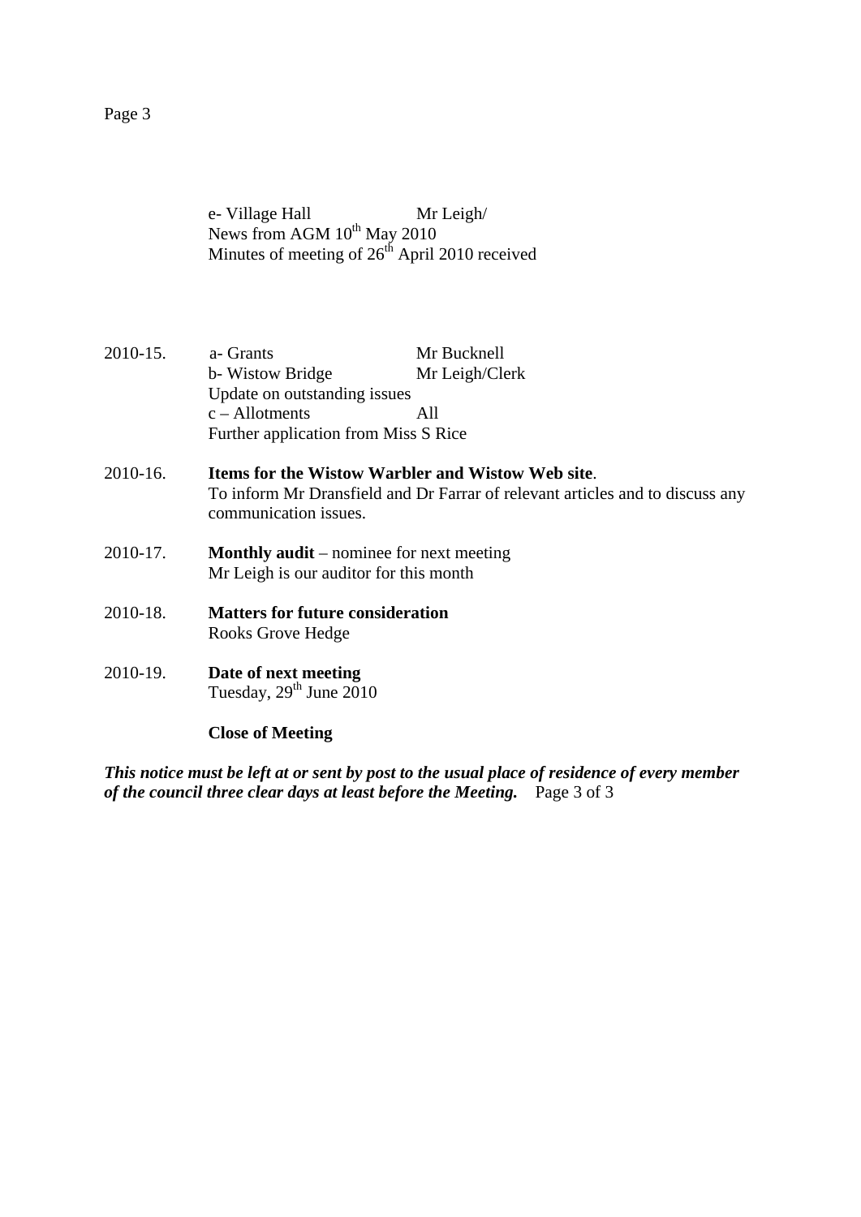e- Village Hall Mr Leigh/
News from AGM 10th May 2010
Minutes of meeting of 26th April 2010 received

2010-15. a- Grants Mr Bucknell
b- Wistow Bridge Mr Leigh/Clerk
Update on outstanding issues
c – Allotments All
Further application from Miss S Rice

2010-16. **Items for the Wistow Warbler and Wistow Web site**.
To inform Mr Dransfield and Dr Farrar of relevant articles and to discuss any communication issues.

2010-17. **Monthly audit** – nominee for next meeting
Mr Leigh is our auditor for this month

2010-18. **Matters for future consideration**
Rooks Grove Hedge

2010-19. **Date of next meeting**
Tuesday, 29th June 2010

**Close of Meeting**

***This notice must be left at or sent by post to the usual place of residence of every member of the council three clear days at least before the Meeting.***